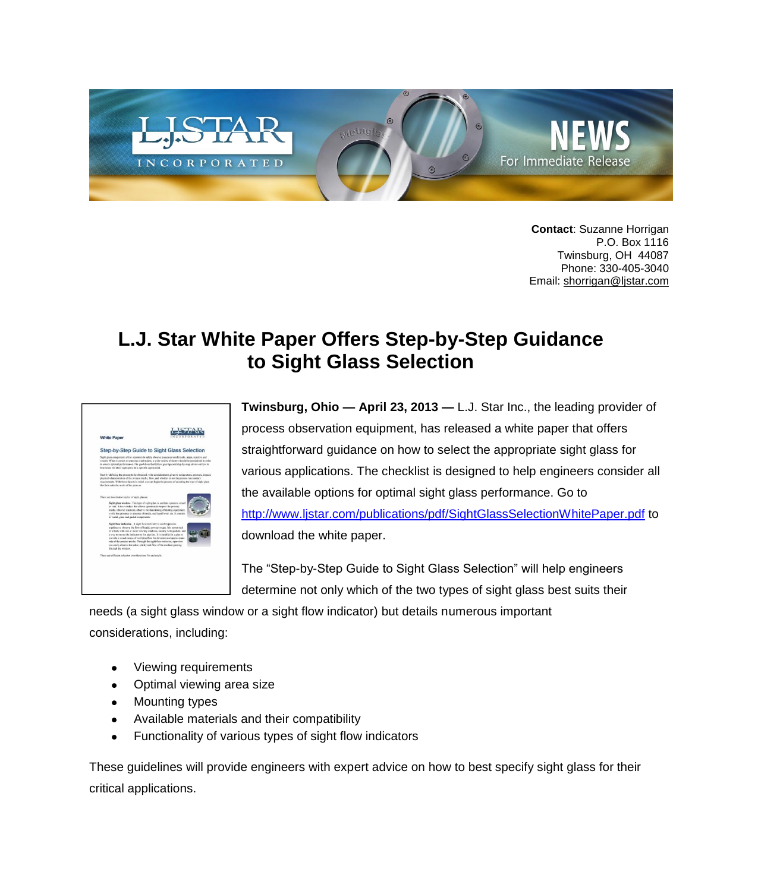**Contact**: Suzanne Horrigan
P.O. Box 1116
Twinsburg, OH 44087
Phone: 330-405-3040
Email: shorrigan@ljstar.com

# L.J. Star White Paper Offers Step-by-Step Guidance to Sight Glass Selection

**Twinsburg, Ohio — April 23, 2013 —** L.J. Star Inc., the leading provider of process observation equipment, has released a white paper that offers straightforward guidance on how to select the appropriate sight glass for various applications. The checklist is designed to help engineers consider all the available options for optimal sight glass performance. Go to http://www.ljstar.com/publications/pdf/SightGlassSelectionWhitePaper.pdf to download the white paper.

The "Step-by-Step Guide to Sight Glass Selection" will help engineers determine not only which of the two types of sight glass best suits their needs (a sight glass window or a sight flow indicator) but details numerous important considerations, including:

- Viewing requirements
- Optimal viewing area size
- Mounting types
- Available materials and their compatibility
- Functionality of various types of sight flow indicators

These guidelines will provide engineers with expert advice on how to best specify sight glass for their critical applications.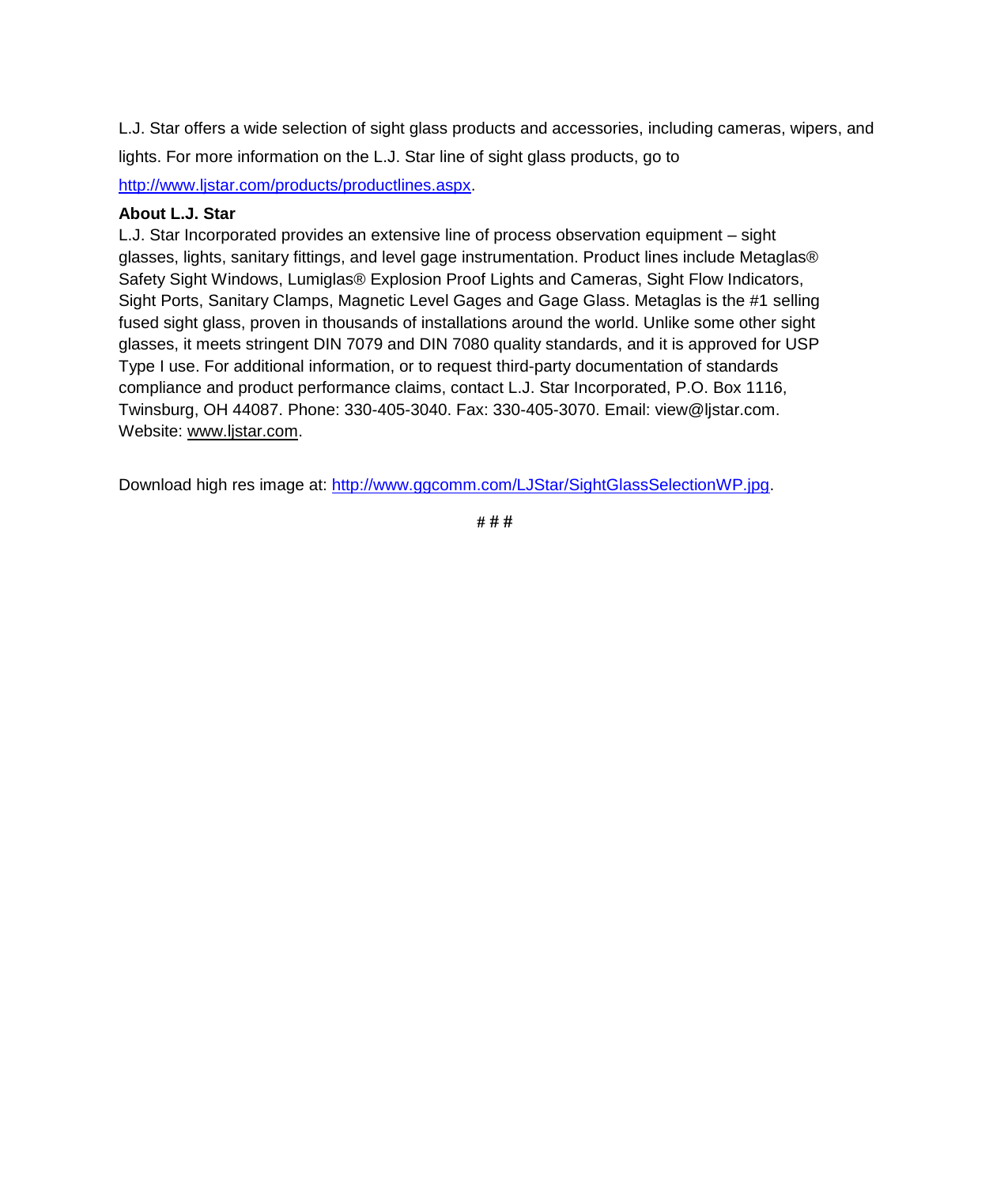L.J. Star offers a wide selection of sight glass products and accessories, including cameras, wipers, and lights. For more information on the L.J. Star line of sight glass products, go to http://www.ljstar.com/products/productlines.aspx.

**About L.J. Star**

L.J. Star Incorporated provides an extensive line of process observation equipment – sight glasses, lights, sanitary fittings, and level gage instrumentation. Product lines include Metaglas® Safety Sight Windows, Lumiglas® Explosion Proof Lights and Cameras, Sight Flow Indicators, Sight Ports, Sanitary Clamps, Magnetic Level Gages and Gage Glass. Metaglas is the #1 selling fused sight glass, proven in thousands of installations around the world. Unlike some other sight glasses, it meets stringent DIN 7079 and DIN 7080 quality standards, and it is approved for USP Type I use. For additional information, or to request third-party documentation of standards compliance and product performance claims, contact L.J. Star Incorporated, P.O. Box 1116, Twinsburg, OH 44087. Phone: 330-405-3040. Fax: 330-405-3070. Email: view@ljstar.com. Website: www.ljstar.com.

Download high res image at: http://www.ggcomm.com/LJStar/SightGlassSelectionWP.jpg.

# # #